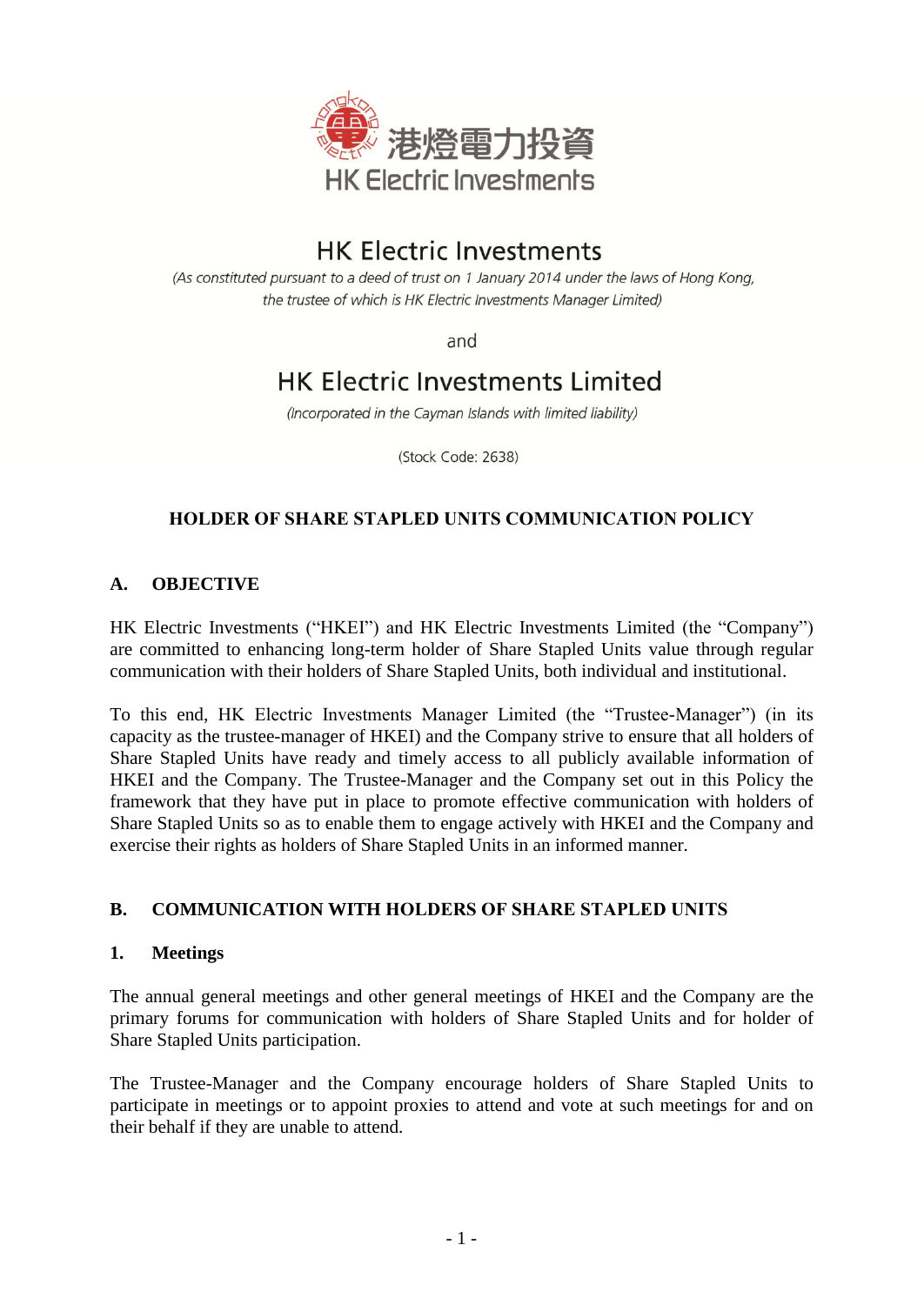港燈電力投資
HK Electric Investments

# HK Electric Investments

*(As constituted pursuant to a deed of trust on 1 January 2014 under the laws of Hong Kong, the trustee of which is HK Electric Investments Manager Limited)*

and

# HK Electric Investments Limited

*(Incorporated in the Cayman Islands with limited liability)*

(Stock Code: 2638)

## HOLDER OF SHARE STAPLED UNITS COMMUNICATION POLICY

## A. OBJECTIVE

HK Electric Investments ("HKEI") and HK Electric Investments Limited (the "Company") are committed to enhancing long-term holder of Share Stapled Units value through regular communication with their holders of Share Stapled Units, both individual and institutional.

To this end, HK Electric Investments Manager Limited (the "Trustee-Manager") (in its capacity as the trustee-manager of HKEI) and the Company strive to ensure that all holders of Share Stapled Units have ready and timely access to all publicly available information of HKEI and the Company. The Trustee-Manager and the Company set out in this Policy the framework that they have put in place to promote effective communication with holders of Share Stapled Units so as to enable them to engage actively with HKEI and the Company and exercise their rights as holders of Share Stapled Units in an informed manner.

## B. COMMUNICATION WITH HOLDERS OF SHARE STAPLED UNITS

### 1. Meetings

The annual general meetings and other general meetings of HKEI and the Company are the primary forums for communication with holders of Share Stapled Units and for holder of Share Stapled Units participation.

The Trustee-Manager and the Company encourage holders of Share Stapled Units to participate in meetings or to appoint proxies to attend and vote at such meetings for and on their behalf if they are unable to attend.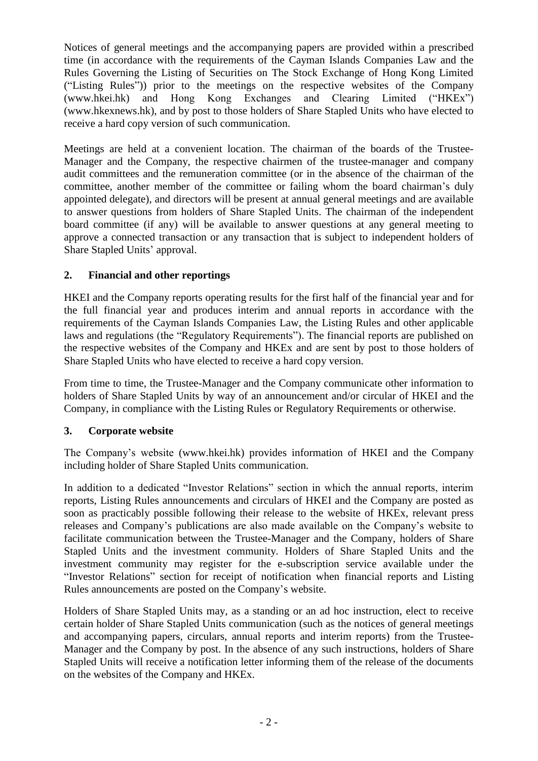Notices of general meetings and the accompanying papers are provided within a prescribed time (in accordance with the requirements of the Cayman Islands Companies Law and the Rules Governing the Listing of Securities on The Stock Exchange of Hong Kong Limited ("Listing Rules")) prior to the meetings on the respective websites of the Company (www.hkei.hk) and Hong Kong Exchanges and Clearing Limited ("HKEx") (www.hkexnews.hk), and by post to those holders of Share Stapled Units who have elected to receive a hard copy version of such communication.

Meetings are held at a convenient location. The chairman of the boards of the Trustee-Manager and the Company, the respective chairmen of the trustee-manager and company audit committees and the remuneration committee (or in the absence of the chairman of the committee, another member of the committee or failing whom the board chairman's duly appointed delegate), and directors will be present at annual general meetings and are available to answer questions from holders of Share Stapled Units. The chairman of the independent board committee (if any) will be available to answer questions at any general meeting to approve a connected transaction or any transaction that is subject to independent holders of Share Stapled Units' approval.

## 2. Financial and other reportings

HKEI and the Company reports operating results for the first half of the financial year and for the full financial year and produces interim and annual reports in accordance with the requirements of the Cayman Islands Companies Law, the Listing Rules and other applicable laws and regulations (the "Regulatory Requirements"). The financial reports are published on the respective websites of the Company and HKEx and are sent by post to those holders of Share Stapled Units who have elected to receive a hard copy version.

From time to time, the Trustee-Manager and the Company communicate other information to holders of Share Stapled Units by way of an announcement and/or circular of HKEI and the Company, in compliance with the Listing Rules or Regulatory Requirements or otherwise.

## 3. Corporate website

The Company's website (www.hkei.hk) provides information of HKEI and the Company including holder of Share Stapled Units communication.

In addition to a dedicated "Investor Relations" section in which the annual reports, interim reports, Listing Rules announcements and circulars of HKEI and the Company are posted as soon as practicably possible following their release to the website of HKEx, relevant press releases and Company's publications are also made available on the Company's website to facilitate communication between the Trustee-Manager and the Company, holders of Share Stapled Units and the investment community. Holders of Share Stapled Units and the investment community may register for the e-subscription service available under the "Investor Relations" section for receipt of notification when financial reports and Listing Rules announcements are posted on the Company's website.

Holders of Share Stapled Units may, as a standing or an ad hoc instruction, elect to receive certain holder of Share Stapled Units communication (such as the notices of general meetings and accompanying papers, circulars, annual reports and interim reports) from the Trustee-Manager and the Company by post. In the absence of any such instructions, holders of Share Stapled Units will receive a notification letter informing them of the release of the documents on the websites of the Company and HKEx.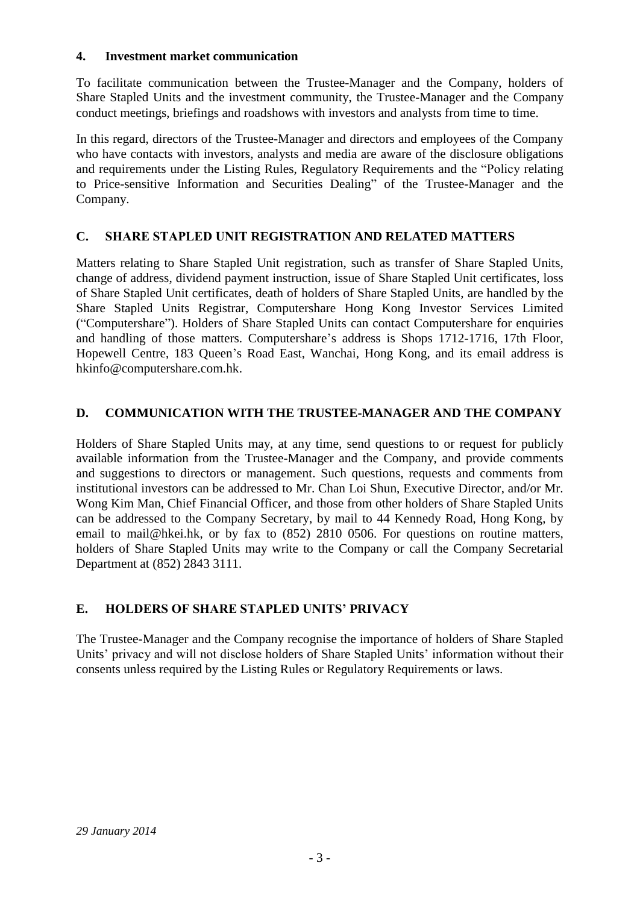### 4. Investment market communication

To facilitate communication between the Trustee-Manager and the Company, holders of Share Stapled Units and the investment community, the Trustee-Manager and the Company conduct meetings, briefings and roadshows with investors and analysts from time to time.

In this regard, directors of the Trustee-Manager and directors and employees of the Company who have contacts with investors, analysts and media are aware of the disclosure obligations and requirements under the Listing Rules, Regulatory Requirements and the "Policy relating to Price-sensitive Information and Securities Dealing" of the Trustee-Manager and the Company.

## C. SHARE STAPLED UNIT REGISTRATION AND RELATED MATTERS

Matters relating to Share Stapled Unit registration, such as transfer of Share Stapled Units, change of address, dividend payment instruction, issue of Share Stapled Unit certificates, loss of Share Stapled Unit certificates, death of holders of Share Stapled Units, are handled by the Share Stapled Units Registrar, Computershare Hong Kong Investor Services Limited ("Computershare"). Holders of Share Stapled Units can contact Computershare for enquiries and handling of those matters. Computershare's address is Shops 1712-1716, 17th Floor, Hopewell Centre, 183 Queen's Road East, Wanchai, Hong Kong, and its email address is hkinfo@computershare.com.hk.

## D. COMMUNICATION WITH THE TRUSTEE-MANAGER AND THE COMPANY

Holders of Share Stapled Units may, at any time, send questions to or request for publicly available information from the Trustee-Manager and the Company, and provide comments and suggestions to directors or management. Such questions, requests and comments from institutional investors can be addressed to Mr. Chan Loi Shun, Executive Director, and/or Mr. Wong Kim Man, Chief Financial Officer, and those from other holders of Share Stapled Units can be addressed to the Company Secretary, by mail to 44 Kennedy Road, Hong Kong, by email to mail@hkei.hk, or by fax to (852) 2810 0506. For questions on routine matters, holders of Share Stapled Units may write to the Company or call the Company Secretarial Department at (852) 2843 3111.

## E. HOLDERS OF SHARE STAPLED UNITS' PRIVACY

The Trustee-Manager and the Company recognise the importance of holders of Share Stapled Units' privacy and will not disclose holders of Share Stapled Units' information without their consents unless required by the Listing Rules or Regulatory Requirements or laws.

*29 January 2014*